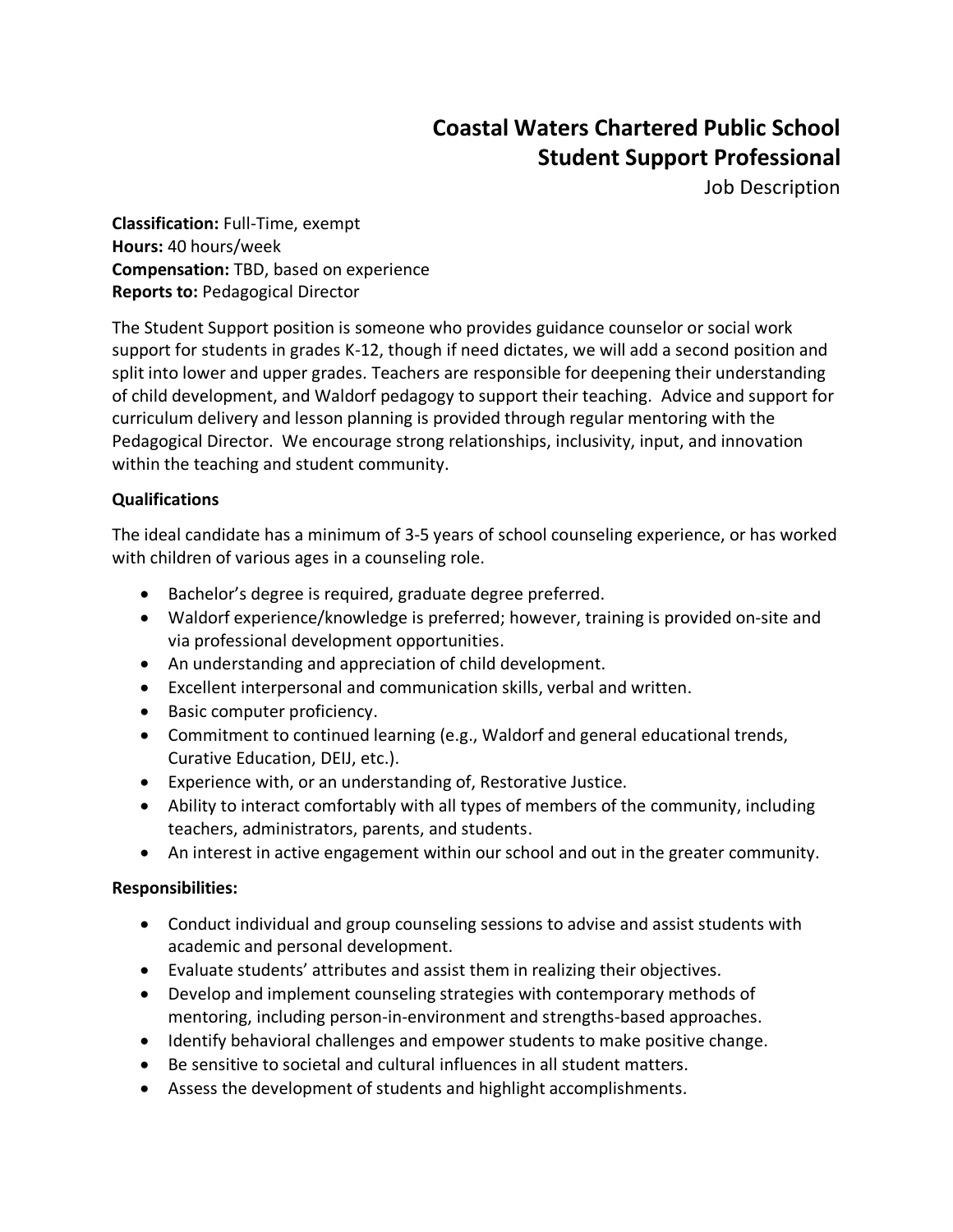# Coastal Waters Chartered Public School
## Student Support Professional

Job Description

**Classification:** Full-Time, exempt
**Hours:** 40 hours/week
**Compensation:** TBD, based on experience
**Reports to:** Pedagogical Director

The Student Support position is someone who provides guidance counselor or social work support for students in grades K-12, though if need dictates, we will add a second position and split into lower and upper grades. Teachers are responsible for deepening their understanding of child development, and Waldorf pedagogy to support their teaching. Advice and support for curriculum delivery and lesson planning is provided through regular mentoring with the Pedagogical Director. We encourage strong relationships, inclusivity, input, and innovation within the teaching and student community.

### Qualifications

The ideal candidate has a minimum of 3-5 years of school counseling experience, or has worked with children of various ages in a counseling role.

- Bachelor's degree is required, graduate degree preferred.
- Waldorf experience/knowledge is preferred; however, training is provided on-site and via professional development opportunities.
- An understanding and appreciation of child development.
- Excellent interpersonal and communication skills, verbal and written.
- Basic computer proficiency.
- Commitment to continued learning (e.g., Waldorf and general educational trends, Curative Education, DEIJ, etc.).
- Experience with, or an understanding of, Restorative Justice.
- Ability to interact comfortably with all types of members of the community, including teachers, administrators, parents, and students.
- An interest in active engagement within our school and out in the greater community.

### Responsibilities:

- Conduct individual and group counseling sessions to advise and assist students with academic and personal development.
- Evaluate students' attributes and assist them in realizing their objectives.
- Develop and implement counseling strategies with contemporary methods of mentoring, including person-in-environment and strengths-based approaches.
- Identify behavioral challenges and empower students to make positive change.
- Be sensitive to societal and cultural influences in all student matters.
- Assess the development of students and highlight accomplishments.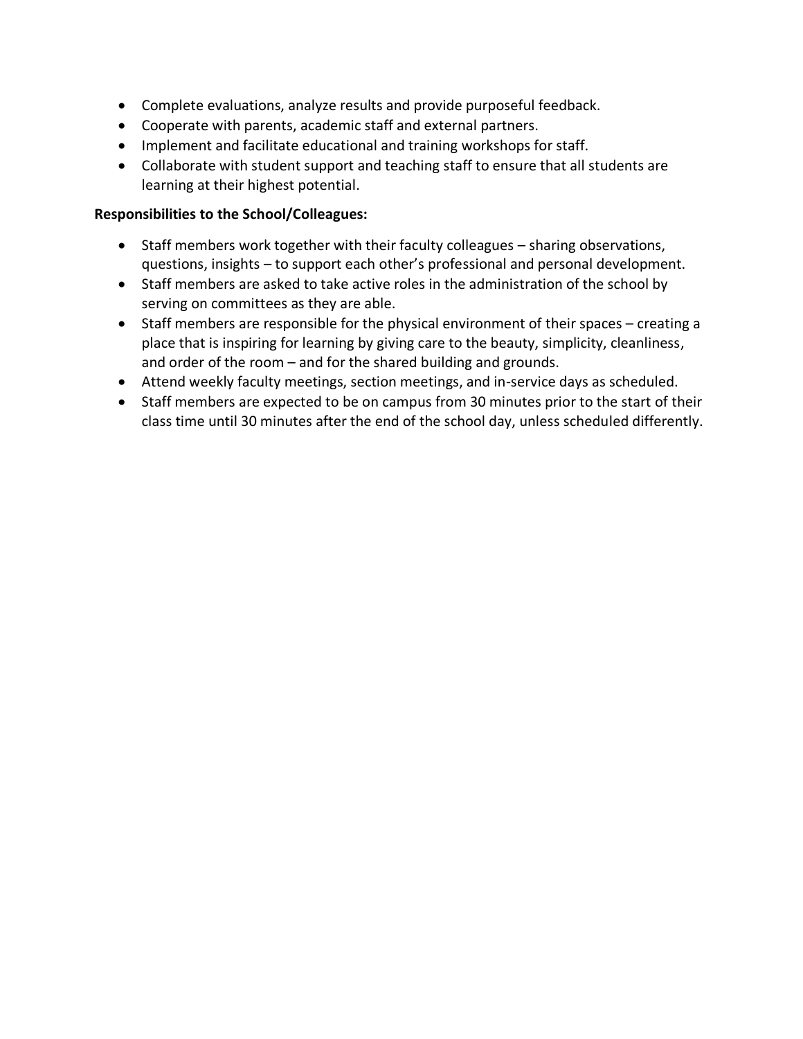- Complete evaluations, analyze results and provide purposeful feedback.
- Cooperate with parents, academic staff and external partners.
- Implement and facilitate educational and training workshops for staff.
- Collaborate with student support and teaching staff to ensure that all students are learning at their highest potential.

**Responsibilities to the School/Colleagues:**

- Staff members work together with their faculty colleagues – sharing observations, questions, insights – to support each other's professional and personal development.
- Staff members are asked to take active roles in the administration of the school by serving on committees as they are able.
- Staff members are responsible for the physical environment of their spaces – creating a place that is inspiring for learning by giving care to the beauty, simplicity, cleanliness, and order of the room – and for the shared building and grounds.
- Attend weekly faculty meetings, section meetings, and in-service days as scheduled.
- Staff members are expected to be on campus from 30 minutes prior to the start of their class time until 30 minutes after the end of the school day, unless scheduled differently.